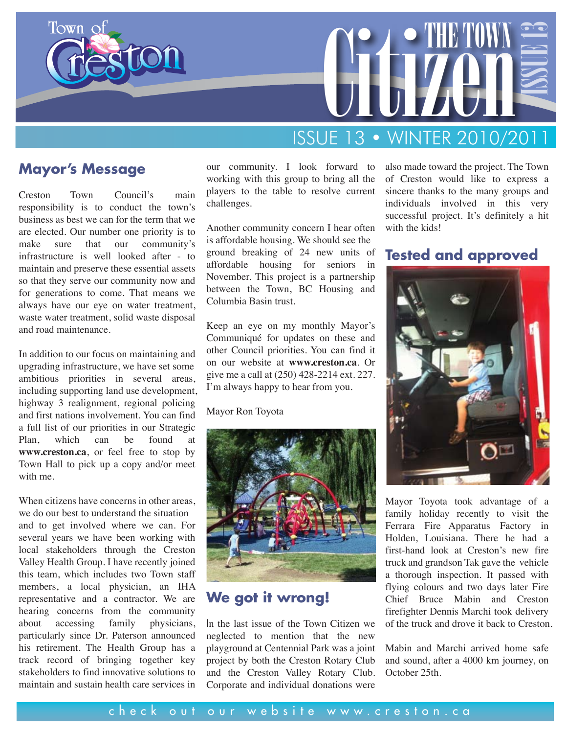# Town of Creston — THE TOWN Citizen ISSUE 13

## ISSUE 13 • WINTER 2010/2011

## Mayor's Message

Creston Town Council's main responsibility is to conduct the town's business as best we can for the term that we are elected. Our number one priority is to make sure that our community's infrastructure is well looked after - to maintain and preserve these essential assets so that they serve our community now and for generations to come. That means we always have our eye on water treatment, waste water treatment, solid waste disposal and road maintenance.

In addition to our focus on maintaining and upgrading infrastructure, we have set some ambitious priorities in several areas, including supporting land use development, highway 3 realignment, regional policing and first nations involvement. You can find a full list of our priorities in our Strategic Plan, which can be found at **www.creston.ca**, or feel free to stop by Town Hall to pick up a copy and/or meet with me.

When citizens have concerns in other areas, we do our best to understand the situation and to get involved where we can. For several years we have been working with local stakeholders through the Creston Valley Health Group. I have recently joined this team, which includes two Town staff members, a local physician, an IHA representative and a contractor. We are hearing concerns from the community about accessing family physicians, particularly since Dr. Paterson announced his retirement. The Health Group has a track record of bringing together key stakeholders to find innovative solutions to maintain and sustain health care services in our community. I look forward to working with this group to bring all the players to the table to resolve current challenges.

Another community concern I hear often is affordable housing. We should see the ground breaking of 24 new units of affordable housing for seniors in November. This project is a partnership between the Town, BC Housing and Columbia Basin trust.

Keep an eye on my monthly Mayor's Communiqué for updates on these and other Council priorities. You can find it on our website at **www.creston.ca**. Or give me a call at (250) 428-2214 ext. 227. I'm always happy to hear from you.

Mayor Ron Toyota

## We got it wrong!

In the last issue of the Town Citizen we neglected to mention that the new playground at Centennial Park was a joint project by both the Creston Rotary Club and the Creston Valley Rotary Club. Corporate and individual donations were also made toward the project. The Town of Creston would like to express a sincere thanks to the many groups and individuals involved in this very successful project. It's definitely a hit with the kids!

## Tested and approved

Mayor Toyota took advantage of a family holiday recently to visit the Ferrara Fire Apparatus Factory in Holden, Louisiana. There he had a first-hand look at Creston's new fire truck and grandson Tak gave the vehicle a thorough inspection. It passed with flying colours and two days later Fire Chief Bruce Mabin and Creston firefighter Dennis Marchi took delivery of the truck and drove it back to Creston.

Mabin and Marchi arrived home safe and sound, after a 4000 km journey, on October 25th.

check out our website www.creston.ca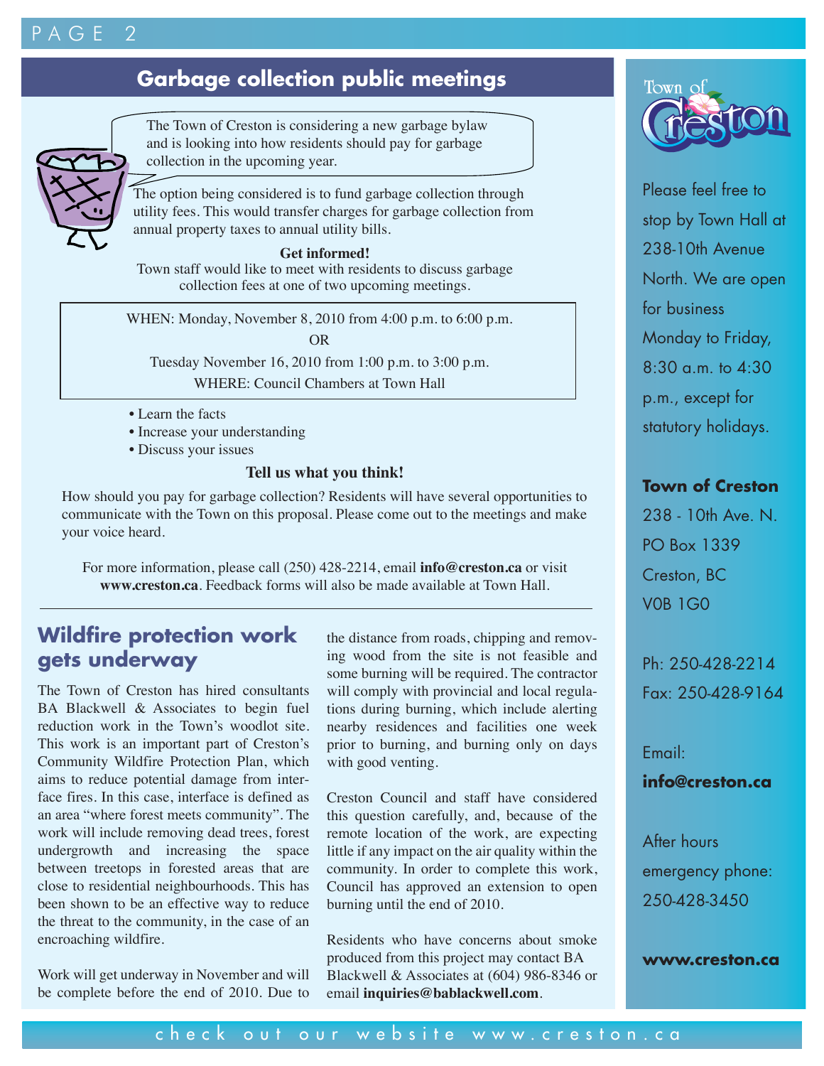## Garbage collection public meetings

The Town of Creston is considering a new garbage bylaw and is looking into how residents should pay for garbage collection in the upcoming year.

The option being considered is to fund garbage collection through utility fees. This would transfer charges for garbage collection from annual property taxes to annual utility bills.

**Get informed!**

Town staff would like to meet with residents to discuss garbage collection fees at one of two upcoming meetings.

WHEN: Monday, November 8, 2010 from 4:00 p.m. to 6:00 p.m.

OR

Tuesday November 16, 2010 from 1:00 p.m. to 3:00 p.m.

WHERE: Council Chambers at Town Hall

- Learn the facts
- Increase your understanding
- Discuss your issues

**Tell us what you think!**

How should you pay for garbage collection? Residents will have several opportunities to communicate with the Town on this proposal. Please come out to the meetings and make your voice heard.

For more information, please call (250) 428-2214, email **info@creston.ca** or visit **www.creston.ca**. Feedback forms will also be made available at Town Hall.

## Wildfire protection work gets underway

The Town of Creston has hired consultants BA Blackwell & Associates to begin fuel reduction work in the Town's woodlot site. This work is an important part of Creston's Community Wildfire Protection Plan, which aims to reduce potential damage from interface fires. In this case, interface is defined as an area "where forest meets community". The work will include removing dead trees, forest undergrowth and increasing the space between treetops in forested areas that are close to residential neighbourhoods. This has been shown to be an effective way to reduce the threat to the community, in the case of an encroaching wildfire.

Work will get underway in November and will be complete before the end of 2010. Due to the distance from roads, chipping and removing wood from the site is not feasible and some burning will be required. The contractor will comply with provincial and local regulations during burning, which include alerting nearby residences and facilities one week prior to burning, and burning only on days with good venting.

Creston Council and staff have considered this question carefully, and, because of the remote location of the work, are expecting little if any impact on the air quality within the community. In order to complete this work, Council has approved an extension to open burning until the end of 2010.

Residents who have concerns about smoke produced from this project may contact BA Blackwell & Associates at (604) 986-8346 or email **inquiries@bablackwell.com**.

---

Town of Creston

Please feel free to stop by Town Hall at 238-10th Avenue North. We are open for business Monday to Friday, 8:30 a.m. to 4:30 p.m., except for statutory holidays.

**Town of Creston**
238 - 10th Ave. N.
PO Box 1339
Creston, BC
V0B 1G0

Ph: 250-428-2214
Fax: 250-428-9164

Email:
**info@creston.ca**

After hours emergency phone:
250-428-3450

**www.creston.ca**

check out our website www.creston.ca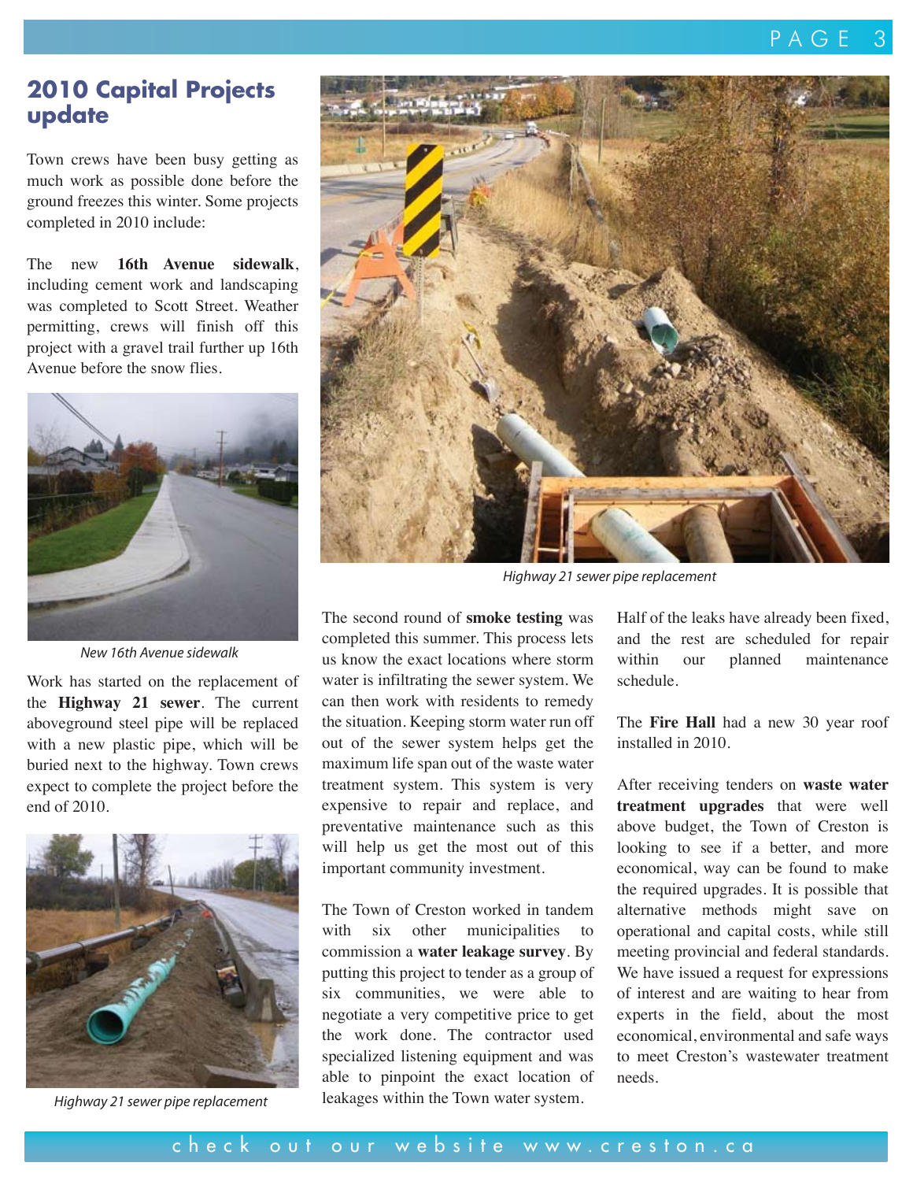## 2010 Capital Projects update

Town crews have been busy getting as much work as possible done before the ground freezes this winter. Some projects completed in 2010 include:

The new **16th Avenue sidewalk**, including cement work and landscaping was completed to Scott Street. Weather permitting, crews will finish off this project with a gravel trail further up 16th Avenue before the snow flies.

*New 16th Avenue sidewalk*

Work has started on the replacement of the **Highway 21 sewer**. The current aboveground steel pipe will be replaced with a new plastic pipe, which will be buried next to the highway. Town crews expect to complete the project before the end of 2010.

*Highway 21 sewer pipe replacement*

*Highway 21 sewer pipe replacement*

The second round of **smoke testing** was completed this summer. This process lets us know the exact locations where storm water is infiltrating the sewer system. We can then work with residents to remedy the situation. Keeping storm water run off out of the sewer system helps get the maximum life span out of the waste water treatment system. This system is very expensive to repair and replace, and preventative maintenance such as this will help us get the most out of this important community investment.

The Town of Creston worked in tandem with six other municipalities to commission a **water leakage survey**. By putting this project to tender as a group of six communities, we were able to negotiate a very competitive price to get the work done. The contractor used specialized listening equipment and was able to pinpoint the exact location of leakages within the Town water system. Half of the leaks have already been fixed, and the rest are scheduled for repair within our planned maintenance schedule.

The **Fire Hall** had a new 30 year roof installed in 2010.

After receiving tenders on **waste water treatment upgrades** that were well above budget, the Town of Creston is looking to see if a better, and more economical, way can be found to make the required upgrades. It is possible that alternative methods might save on operational and capital costs, while still meeting provincial and federal standards. We have issued a request for expressions of interest and are waiting to hear from experts in the field, about the most economical, environmental and safe ways to meet Creston's wastewater treatment needs.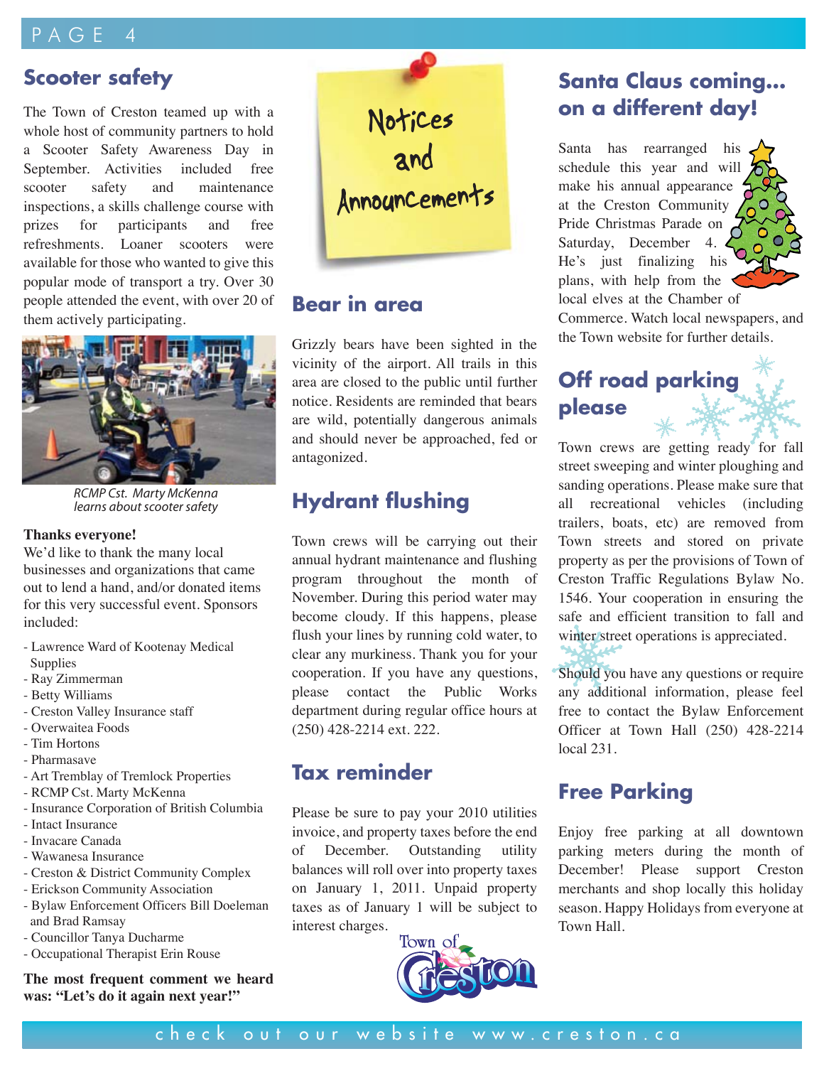## Scooter safety

The Town of Creston teamed up with a whole host of community partners to hold a Scooter Safety Awareness Day in September. Activities included free scooter safety and maintenance inspections, a skills challenge course with prizes for participants and free refreshments. Loaner scooters were available for those who wanted to give this popular mode of transport a try. Over 30 people attended the event, with over 20 of them actively participating.

*RCMP Cst. Marty McKenna learns about scooter safety*

**Thanks everyone!**

We'd like to thank the many local businesses and organizations that came out to lend a hand, and/or donated items for this very successful event. Sponsors included:

- Lawrence Ward of Kootenay Medical Supplies
- Ray Zimmerman
- Betty Williams
- Creston Valley Insurance staff
- Overwaitea Foods
- Tim Hortons
- Pharmasave
- Art Tremblay of Tremlock Properties
- RCMP Cst. Marty McKenna
- Insurance Corporation of British Columbia
- Intact Insurance
- Invacare Canada
- Wawanesa Insurance
- Creston & District Community Complex
- Erickson Community Association
- Bylaw Enforcement Officers Bill Doeleman and Brad Ramsay
- Councillor Tanya Ducharme
- Occupational Therapist Erin Rouse

**The most frequent comment we heard was: "Let's do it again next year!"**

# Notices and Announcements

## Bear in area

Grizzly bears have been sighted in the vicinity of the airport. All trails in this area are closed to the public until further notice. Residents are reminded that bears are wild, potentially dangerous animals and should never be approached, fed or antagonized.

## Hydrant flushing

Town crews will be carrying out their annual hydrant maintenance and flushing program throughout the month of November. During this period water may become cloudy. If this happens, please flush your lines by running cold water, to clear any murkiness. Thank you for your cooperation. If you have any questions, please contact the Public Works department during regular office hours at (250) 428-2214 ext. 222.

## Tax reminder

Please be sure to pay your 2010 utilities invoice, and property taxes before the end of December. Outstanding utility balances will roll over into property taxes on January 1, 2011. Unpaid property taxes as of January 1 will be subject to interest charges.

Town of Creston

## Santa Claus coming... on a different day!

Santa has rearranged his schedule this year and will make his annual appearance at the Creston Community Pride Christmas Parade on Saturday, December 4. He's just finalizing his plans, with help from the local elves at the Chamber of Commerce. Watch local newspapers, and the Town website for further details.

## Off road parking please

Town crews are getting ready for fall street sweeping and winter ploughing and sanding operations. Please make sure that all recreational vehicles (including trailers, boats, etc) are removed from Town streets and stored on private property as per the provisions of Town of Creston Traffic Regulations Bylaw No. 1546. Your cooperation in ensuring the safe and efficient transition to fall and winter street operations is appreciated.

Should you have any questions or require any additional information, please feel free to contact the Bylaw Enforcement Officer at Town Hall (250) 428-2214 local 231.

## Free Parking

Enjoy free parking at all downtown parking meters during the month of December! Please support Creston merchants and shop locally this holiday season. Happy Holidays from everyone at Town Hall.

check out our website www.creston.ca